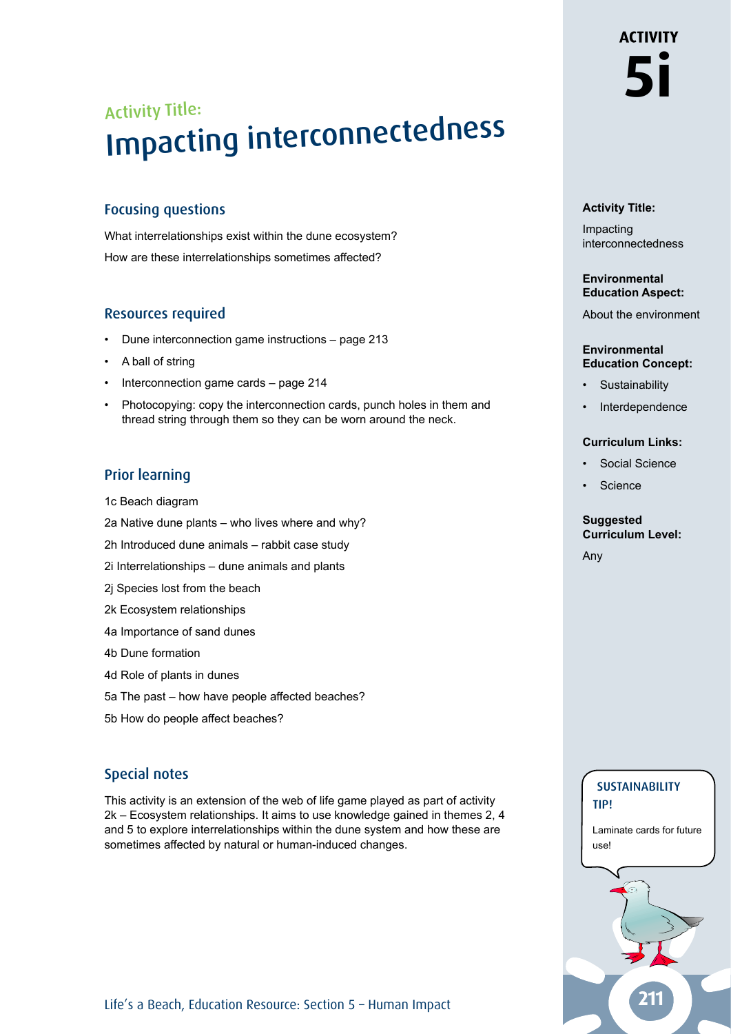# ACTIVITY 5i

## Activity Title:
# Impacting interconnectedness

### Focusing questions

What interrelationships exist within the dune ecosystem?

How are these interrelationships sometimes affected?

### Resources required

- Dune interconnection game instructions – page 213
- A ball of string
- Interconnection game cards – page 214
- Photocopying: copy the interconnection cards, punch holes in them and thread string through them so they can be worn around the neck.

### Prior learning

1c Beach diagram

2a Native dune plants – who lives where and why?

2h Introduced dune animals – rabbit case study

2i Interrelationships – dune animals and plants

2j Species lost from the beach

2k Ecosystem relationships

4a Importance of sand dunes

4b Dune formation

4d Role of plants in dunes

5a The past – how have people affected beaches?

5b How do people affect beaches?

### Special notes

This activity is an extension of the web of life game played as part of activity 2k – Ecosystem relationships. It aims to use knowledge gained in themes 2, 4 and 5 to explore interrelationships within the dune system and how these are sometimes affected by natural or human-induced changes.

**Activity Title:**

Impacting interconnectedness

**Environmental Education Aspect:**

About the environment

**Environmental Education Concept:**

- Sustainability
- Interdependence

**Curriculum Links:**

- Social Science
- Science

**Suggested Curriculum Level:**

Any

**SUSTAINABILITY TIP!**

Laminate cards for future use!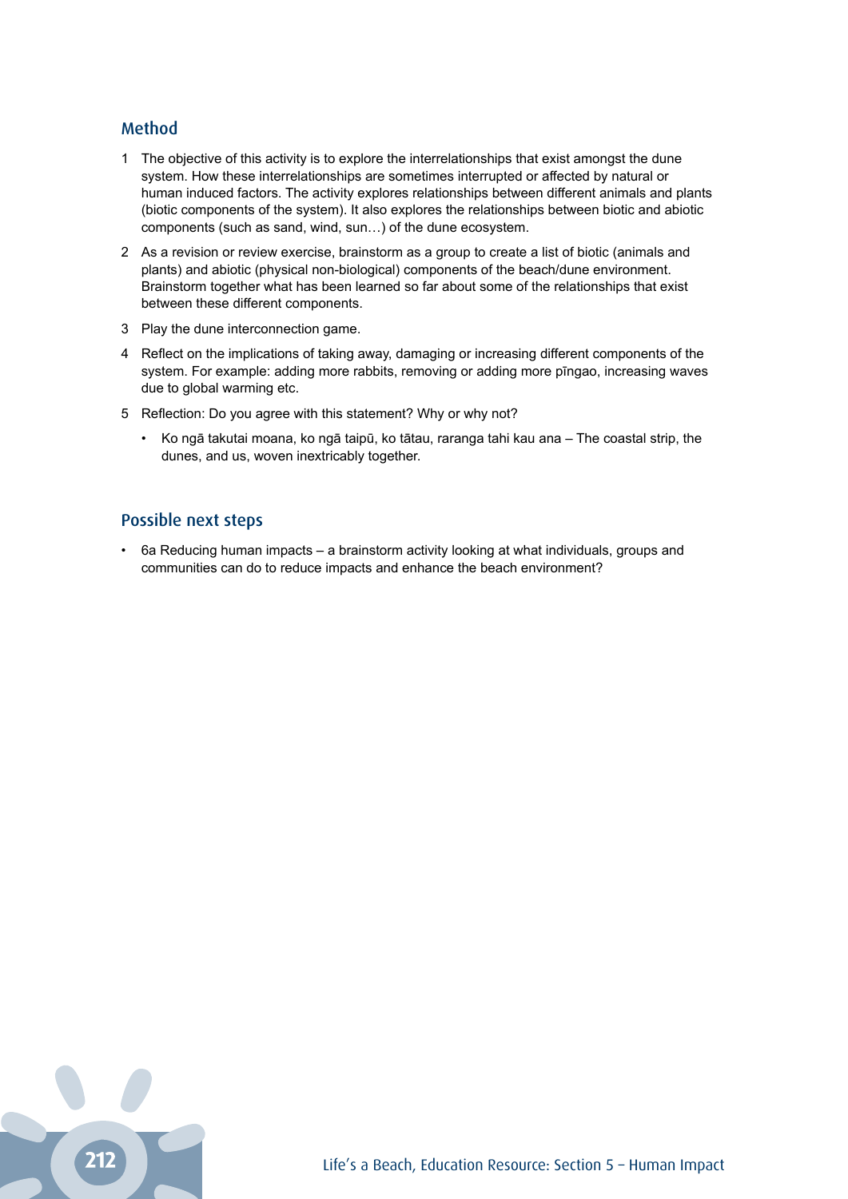## Method

1. The objective of this activity is to explore the interrelationships that exist amongst the dune system. How these interrelationships are sometimes interrupted or affected by natural or human induced factors. The activity explores relationships between different animals and plants (biotic components of the system). It also explores the relationships between biotic and abiotic components (such as sand, wind, sun…) of the dune ecosystem.
2. As a revision or review exercise, brainstorm as a group to create a list of biotic (animals and plants) and abiotic (physical non-biological) components of the beach/dune environment. Brainstorm together what has been learned so far about some of the relationships that exist between these different components.
3. Play the dune interconnection game.
4. Reflect on the implications of taking away, damaging or increasing different components of the system. For example: adding more rabbits, removing or adding more pīngao, increasing waves due to global warming etc.
5. Reflection: Do you agree with this statement? Why or why not?
   - Ko ngā takutai moana, ko ngā taipū, ko tātau, raranga tahi kau ana – The coastal strip, the dunes, and us, woven inextricably together.

## Possible next steps

- 6a Reducing human impacts – a brainstorm activity looking at what individuals, groups and communities can do to reduce impacts and enhance the beach environment?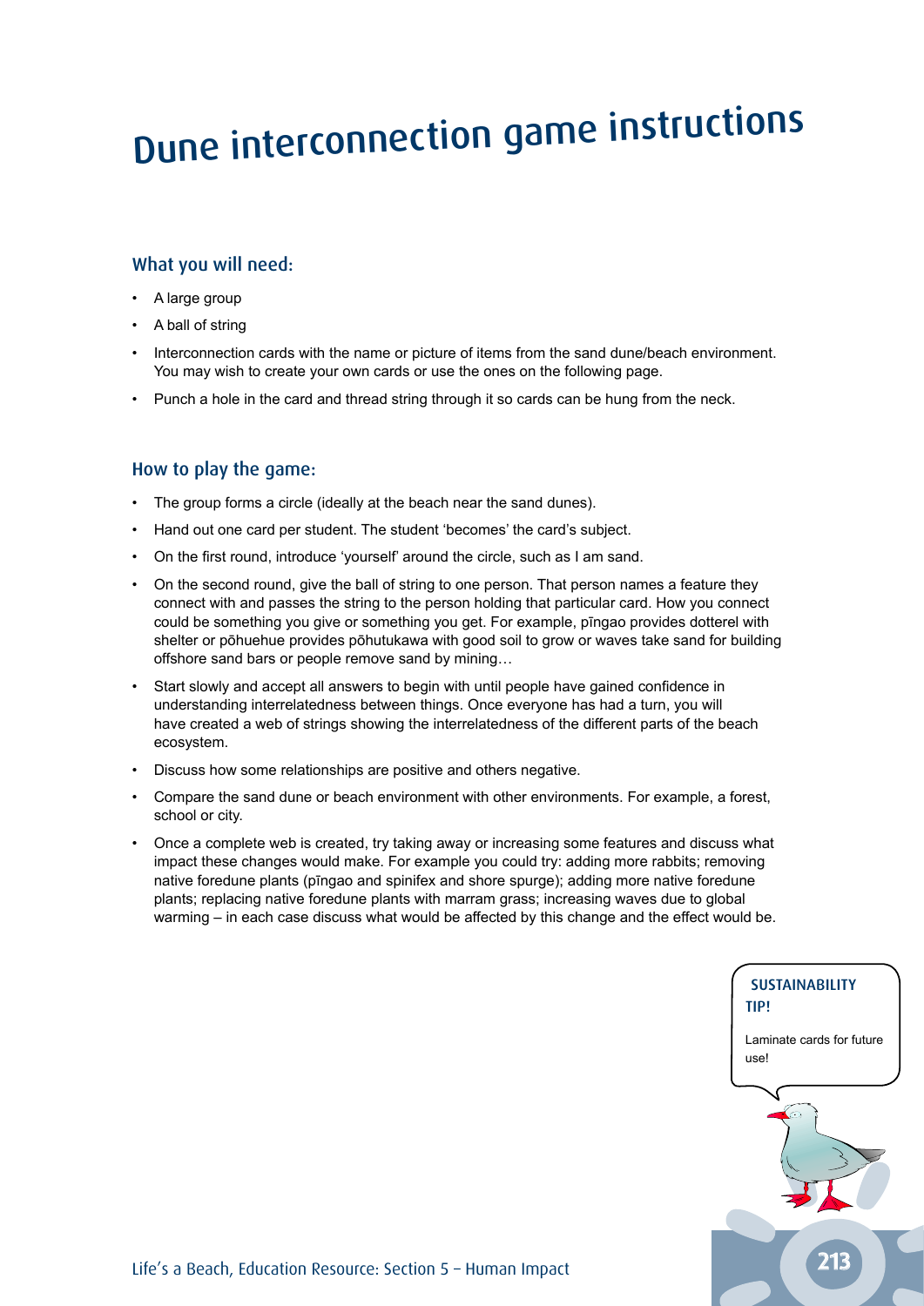# Dune interconnection game instructions

## What you will need:

- A large group
- A ball of string
- Interconnection cards with the name or picture of items from the sand dune/beach environment. You may wish to create your own cards or use the ones on the following page.
- Punch a hole in the card and thread string through it so cards can be hung from the neck.

## How to play the game:

- The group forms a circle (ideally at the beach near the sand dunes).
- Hand out one card per student. The student 'becomes' the card's subject.
- On the first round, introduce 'yourself' around the circle, such as I am sand.
- On the second round, give the ball of string to one person. That person names a feature they connect with and passes the string to the person holding that particular card. How you connect could be something you give or something you get. For example, pīngao provides dotterel with shelter or pōhuehue provides pōhutukawa with good soil to grow or waves take sand for building offshore sand bars or people remove sand by mining…
- Start slowly and accept all answers to begin with until people have gained confidence in understanding interrelatedness between things. Once everyone has had a turn, you will have created a web of strings showing the interrelatedness of the different parts of the beach ecosystem.
- Discuss how some relationships are positive and others negative.
- Compare the sand dune or beach environment with other environments. For example, a forest, school or city.
- Once a complete web is created, try taking away or increasing some features and discuss what impact these changes would make. For example you could try: adding more rabbits; removing native foredune plants (pīngao and spinifex and shore spurge); adding more native foredune plants; replacing native foredune plants with marram grass; increasing waves due to global warming – in each case discuss what would be affected by this change and the effect would be.

**SUSTAINABILITY TIP!**

Laminate cards for future use!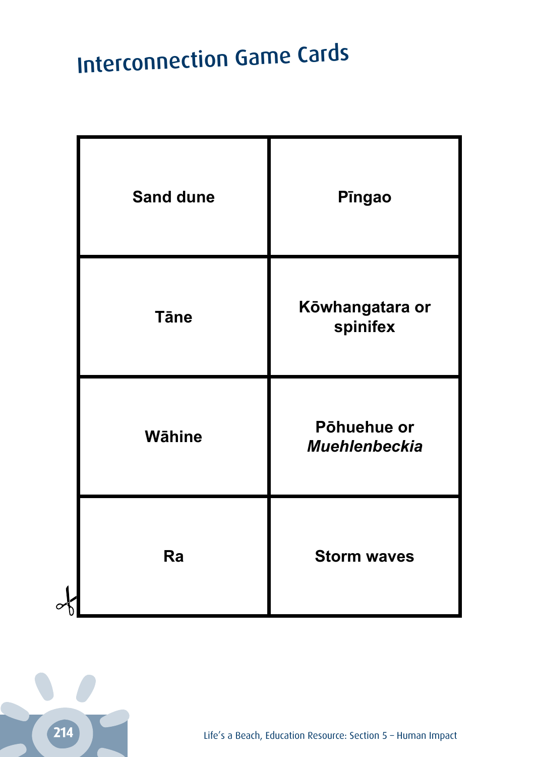# Interconnection Game Cards

| | |
|---|---|
| **Sand dune** | **Pīngao** |
| **Tāne** | **Kōwhangatara or spinifex** |
| **Wāhine** | **Pōhuehue or *Muehlenbeckia*** |
| **Ra** | **Storm waves** |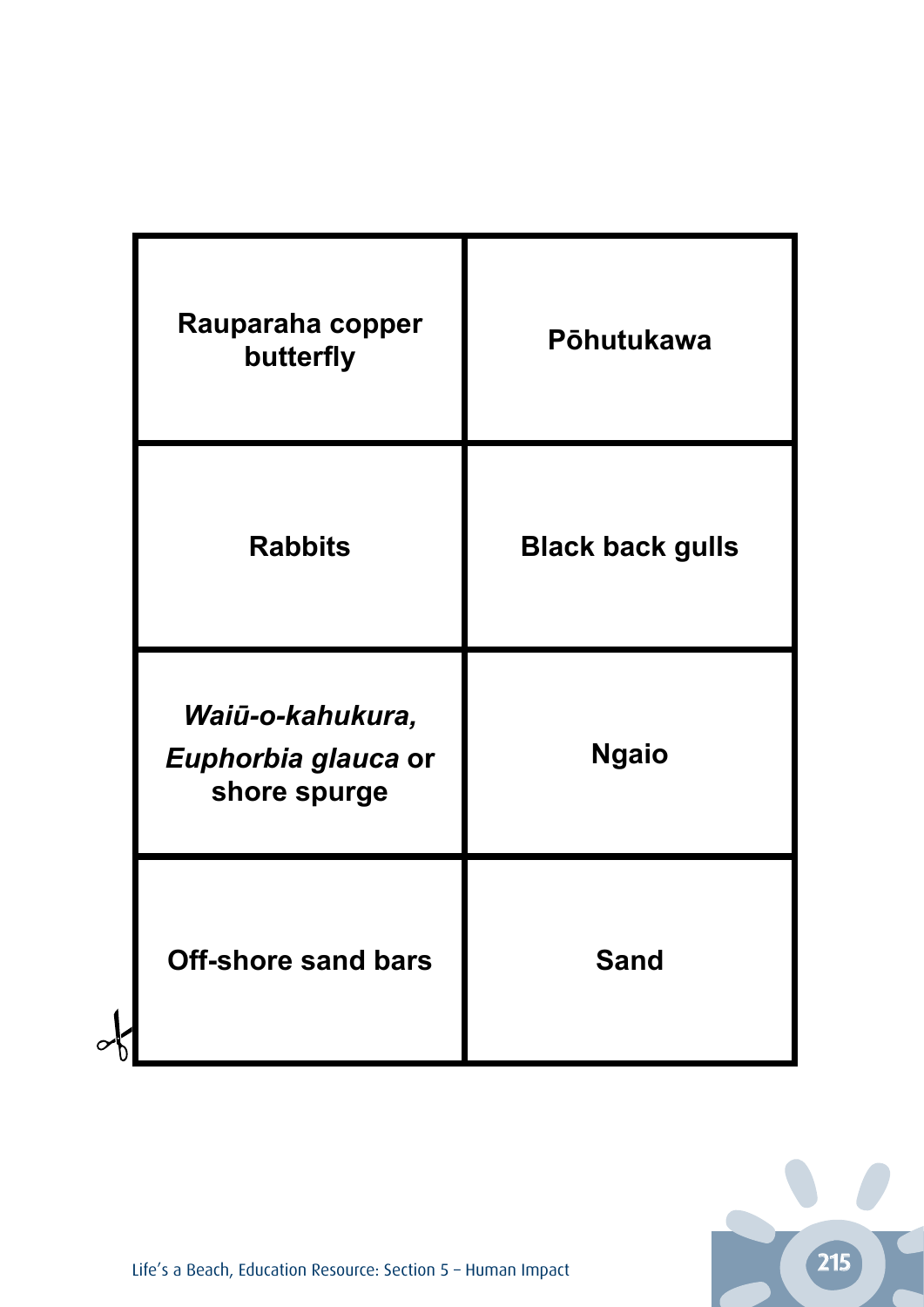| | |
|---|---|
| **Rauparaha copper butterfly** | **Pōhutukawa** |
| **Rabbits** | **Black back gulls** |
| ***Waiū-o-kahukura,*** ***Euphorbia glauca*** **or shore spurge** | **Ngaio** |
| **Off-shore sand bars** | **Sand** |

Life's a Beach, Education Resource: Section 5 – Human Impact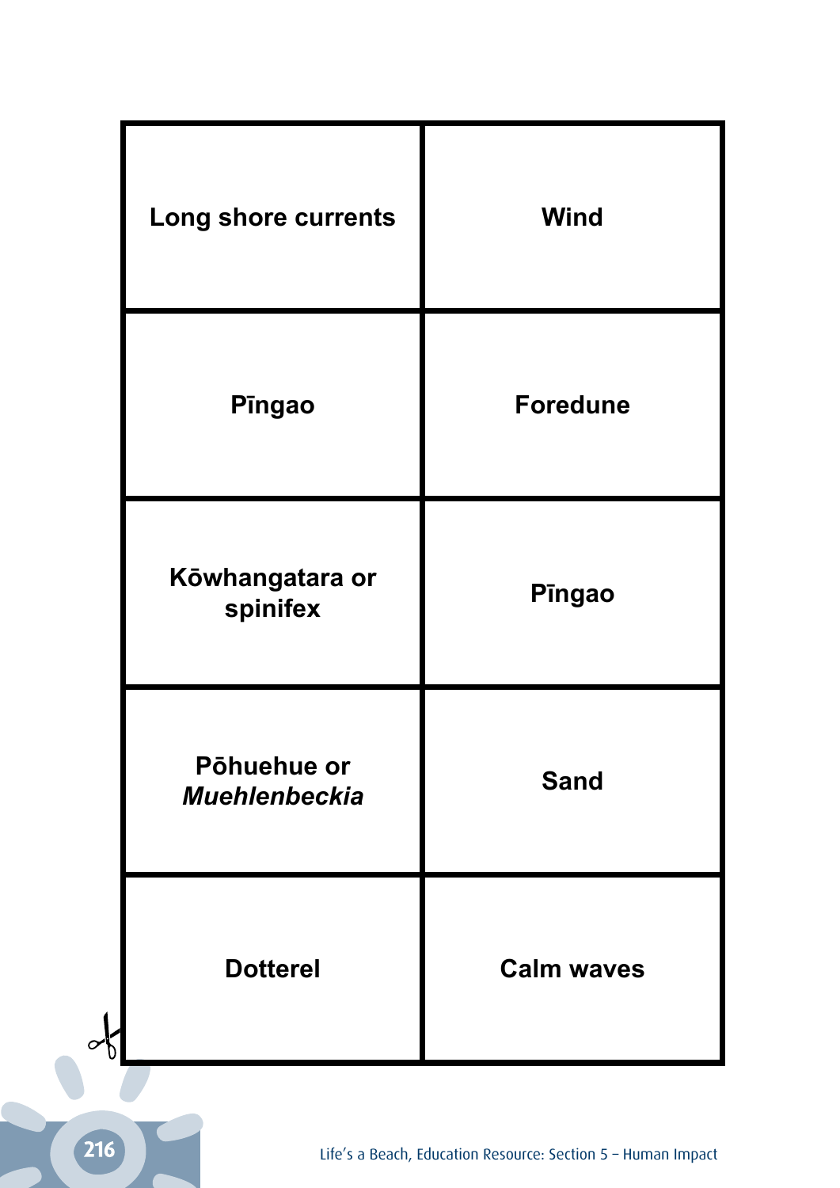| | |
|---|---|
| **Long shore currents** | **Wind** |
| **Pīngao** | **Foredune** |
| **Kōwhangatara or spinifex** | **Pīngao** |
| **Pōhuehue or *Muehlenbeckia*** | **Sand** |
| **Dotterel** | **Calm waves** |